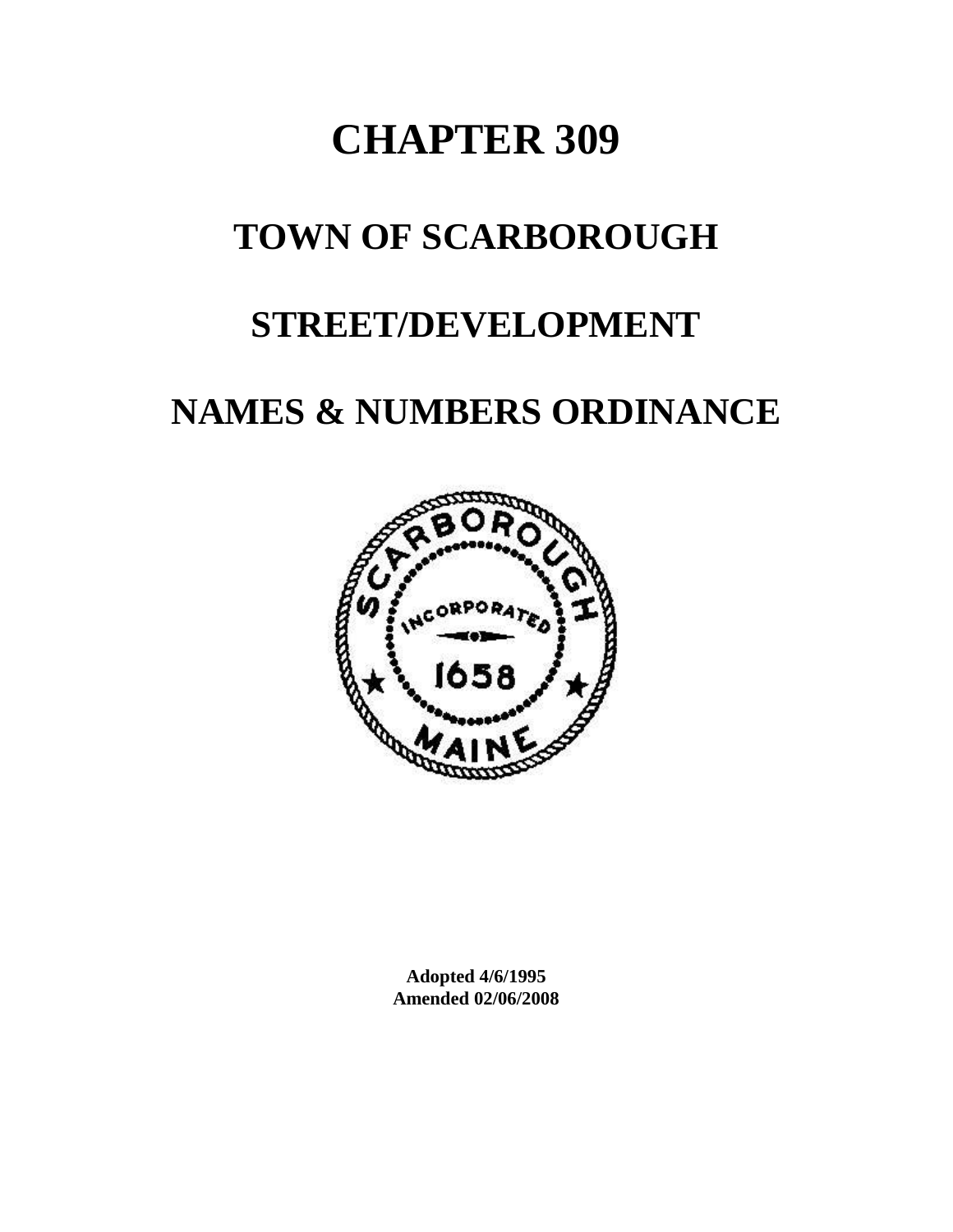# CHAPTER 309

# TOWN OF SCARBOROUGH

# STREET/DEVELOPMENT

# NAMES & NUMBERS ORDINANCE

**Adopted 4/6/1995**
**Amended 02/06/2008**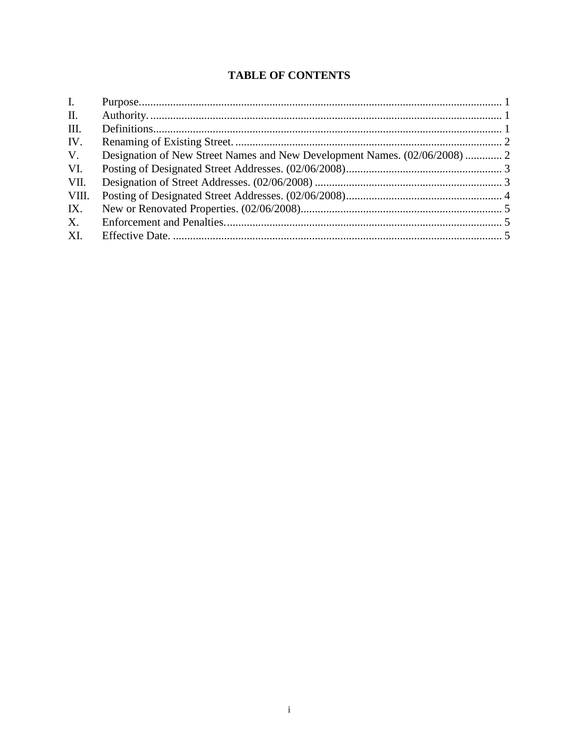# TABLE OF CONTENTS

| | | |
|---|---|---|
| I. | Purpose. | 1 |
| II. | Authority. | 1 |
| III. | Definitions. | 1 |
| IV. | Renaming of Existing Street. | 2 |
| V. | Designation of New Street Names and New Development Names. (02/06/2008) | 2 |
| VI. | Posting of Designated Street Addresses. (02/06/2008) | 3 |
| VII. | Designation of Street Addresses. (02/06/2008) | 3 |
| VIII. | Posting of Designated Street Addresses. (02/06/2008) | 4 |
| IX. | New or Renovated Properties. (02/06/2008) | 5 |
| X. | Enforcement and Penalties. | 5 |
| XI. | Effective Date. | 5 |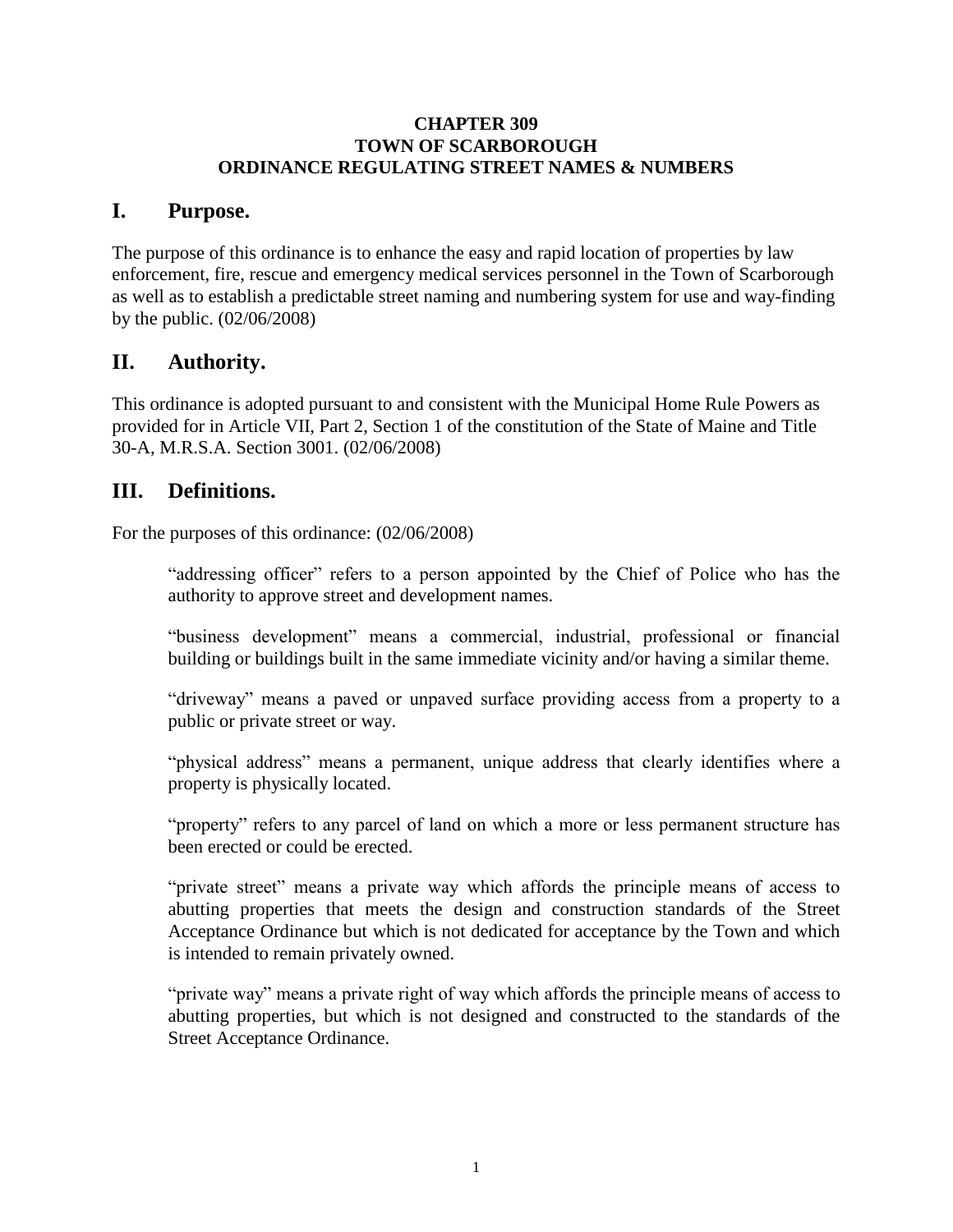**CHAPTER 309**
**TOWN OF SCARBOROUGH**
**ORDINANCE REGULATING STREET NAMES & NUMBERS**

## I. Purpose.

The purpose of this ordinance is to enhance the easy and rapid location of properties by law enforcement, fire, rescue and emergency medical services personnel in the Town of Scarborough as well as to establish a predictable street naming and numbering system for use and way-finding by the public. (02/06/2008)

## II. Authority.

This ordinance is adopted pursuant to and consistent with the Municipal Home Rule Powers as provided for in Article VII, Part 2, Section 1 of the constitution of the State of Maine and Title 30-A, M.R.S.A. Section 3001. (02/06/2008)

## III. Definitions.

For the purposes of this ordinance: (02/06/2008)

"addressing officer" refers to a person appointed by the Chief of Police who has the authority to approve street and development names.

"business development" means a commercial, industrial, professional or financial building or buildings built in the same immediate vicinity and/or having a similar theme.

"driveway" means a paved or unpaved surface providing access from a property to a public or private street or way.

"physical address" means a permanent, unique address that clearly identifies where a property is physically located.

"property" refers to any parcel of land on which a more or less permanent structure has been erected or could be erected.

"private street" means a private way which affords the principle means of access to abutting properties that meets the design and construction standards of the Street Acceptance Ordinance but which is not dedicated for acceptance by the Town and which is intended to remain privately owned.

"private way" means a private right of way which affords the principle means of access to abutting properties, but which is not designed and constructed to the standards of the Street Acceptance Ordinance.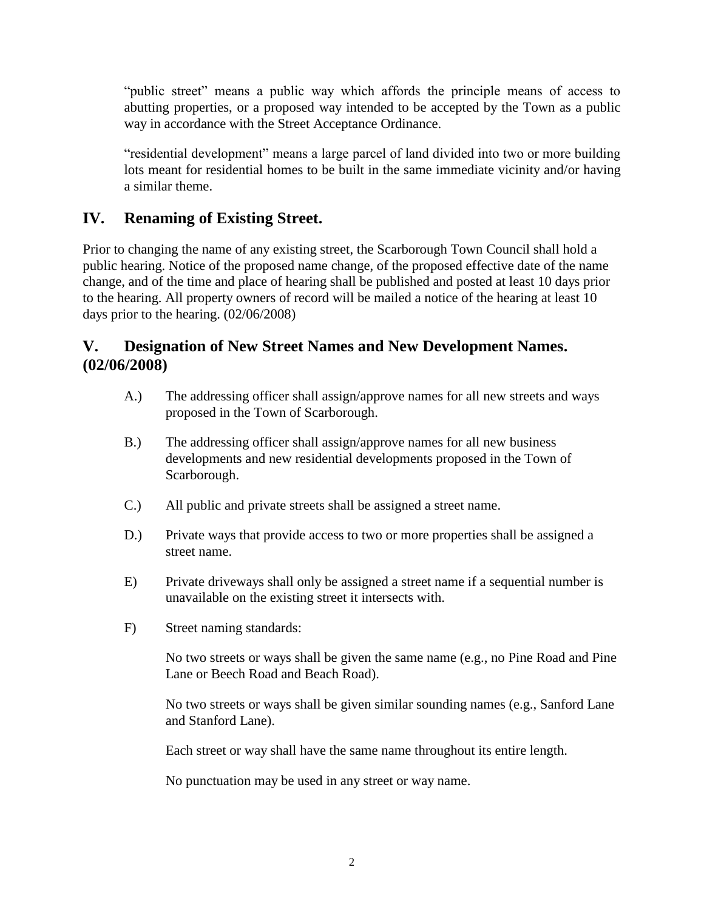"public street" means a public way which affords the principle means of access to abutting properties, or a proposed way intended to be accepted by the Town as a public way in accordance with the Street Acceptance Ordinance.

"residential development" means a large parcel of land divided into two or more building lots meant for residential homes to be built in the same immediate vicinity and/or having a similar theme.

## IV. Renaming of Existing Street.

Prior to changing the name of any existing street, the Scarborough Town Council shall hold a public hearing. Notice of the proposed name change, of the proposed effective date of the name change, and of the time and place of hearing shall be published and posted at least 10 days prior to the hearing. All property owners of record will be mailed a notice of the hearing at least 10 days prior to the hearing. (02/06/2008)

## V. Designation of New Street Names and New Development Names. (02/06/2008)

A.) The addressing officer shall assign/approve names for all new streets and ways proposed in the Town of Scarborough.

B.) The addressing officer shall assign/approve names for all new business developments and new residential developments proposed in the Town of Scarborough.

C.) All public and private streets shall be assigned a street name.

D.) Private ways that provide access to two or more properties shall be assigned a street name.

E) Private driveways shall only be assigned a street name if a sequential number is unavailable on the existing street it intersects with.

F) Street naming standards:

No two streets or ways shall be given the same name (e.g., no Pine Road and Pine Lane or Beech Road and Beach Road).

No two streets or ways shall be given similar sounding names (e.g., Sanford Lane and Stanford Lane).

Each street or way shall have the same name throughout its entire length.

No punctuation may be used in any street or way name.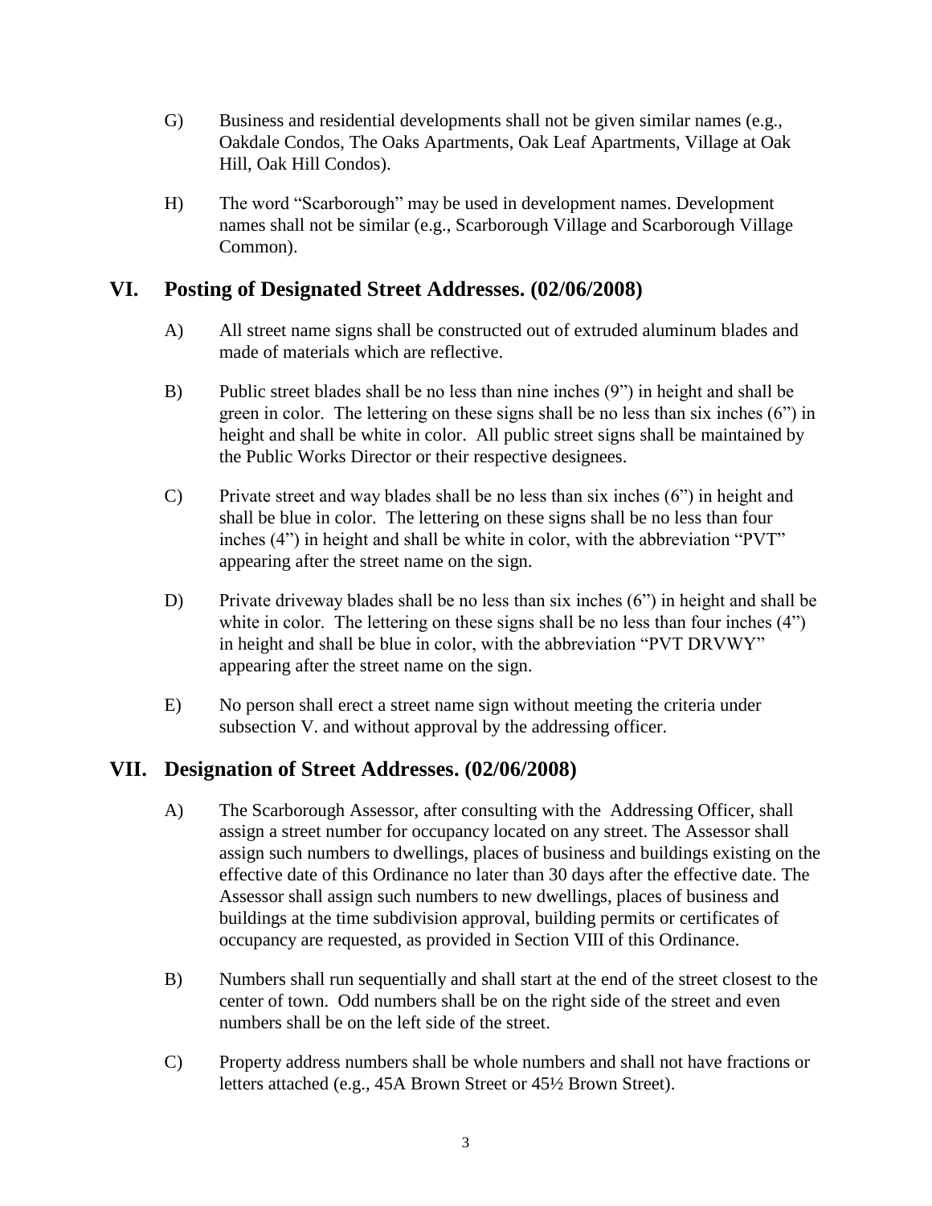G) Business and residential developments shall not be given similar names (e.g., Oakdale Condos, The Oaks Apartments, Oak Leaf Apartments, Village at Oak Hill, Oak Hill Condos).

H) The word "Scarborough" may be used in development names. Development names shall not be similar (e.g., Scarborough Village and Scarborough Village Common).

## VI. Posting of Designated Street Addresses. (02/06/2008)

A) All street name signs shall be constructed out of extruded aluminum blades and made of materials which are reflective.

B) Public street blades shall be no less than nine inches (9") in height and shall be green in color. The lettering on these signs shall be no less than six inches (6") in height and shall be white in color. All public street signs shall be maintained by the Public Works Director or their respective designees.

C) Private street and way blades shall be no less than six inches (6") in height and shall be blue in color. The lettering on these signs shall be no less than four inches (4") in height and shall be white in color, with the abbreviation "PVT" appearing after the street name on the sign.

D) Private driveway blades shall be no less than six inches (6") in height and shall be white in color. The lettering on these signs shall be no less than four inches (4") in height and shall be blue in color, with the abbreviation "PVT DRVWY" appearing after the street name on the sign.

E) No person shall erect a street name sign without meeting the criteria under subsection V. and without approval by the addressing officer.

## VII. Designation of Street Addresses. (02/06/2008)

A) The Scarborough Assessor, after consulting with the Addressing Officer, shall assign a street number for occupancy located on any street. The Assessor shall assign such numbers to dwellings, places of business and buildings existing on the effective date of this Ordinance no later than 30 days after the effective date. The Assessor shall assign such numbers to new dwellings, places of business and buildings at the time subdivision approval, building permits or certificates of occupancy are requested, as provided in Section VIII of this Ordinance.

B) Numbers shall run sequentially and shall start at the end of the street closest to the center of town. Odd numbers shall be on the right side of the street and even numbers shall be on the left side of the street.

C) Property address numbers shall be whole numbers and shall not have fractions or letters attached (e.g., 45A Brown Street or 45½ Brown Street).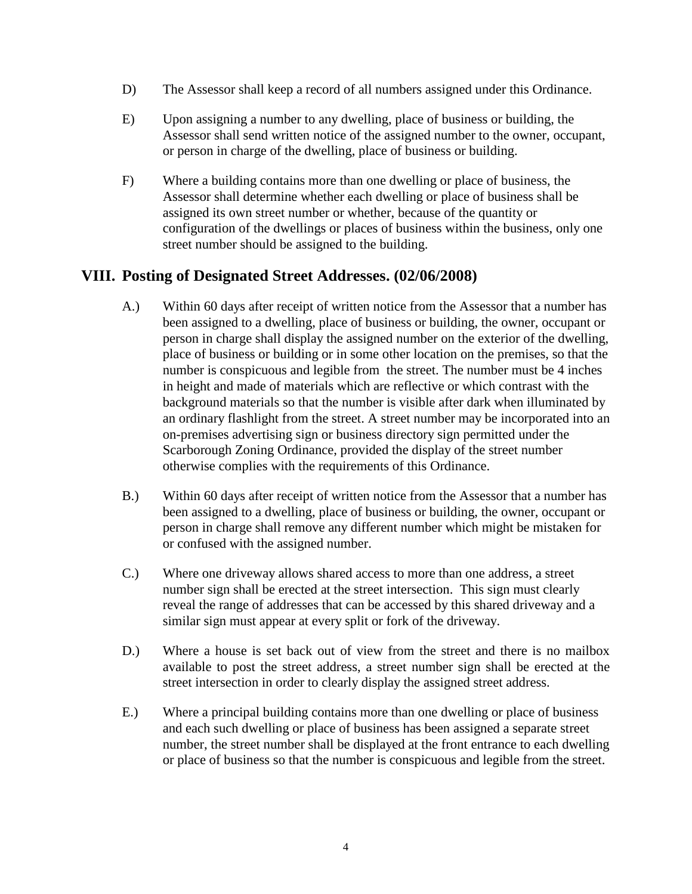D) The Assessor shall keep a record of all numbers assigned under this Ordinance.

E) Upon assigning a number to any dwelling, place of business or building, the Assessor shall send written notice of the assigned number to the owner, occupant, or person in charge of the dwelling, place of business or building.

F) Where a building contains more than one dwelling or place of business, the Assessor shall determine whether each dwelling or place of business shall be assigned its own street number or whether, because of the quantity or configuration of the dwellings or places of business within the business, only one street number should be assigned to the building.

## VIII. Posting of Designated Street Addresses. (02/06/2008)

A.) Within 60 days after receipt of written notice from the Assessor that a number has been assigned to a dwelling, place of business or building, the owner, occupant or person in charge shall display the assigned number on the exterior of the dwelling, place of business or building or in some other location on the premises, so that the number is conspicuous and legible from the street. The number must be 4 inches in height and made of materials which are reflective or which contrast with the background materials so that the number is visible after dark when illuminated by an ordinary flashlight from the street. A street number may be incorporated into an on-premises advertising sign or business directory sign permitted under the Scarborough Zoning Ordinance, provided the display of the street number otherwise complies with the requirements of this Ordinance.

B.) Within 60 days after receipt of written notice from the Assessor that a number has been assigned to a dwelling, place of business or building, the owner, occupant or person in charge shall remove any different number which might be mistaken for or confused with the assigned number.

C.) Where one driveway allows shared access to more than one address, a street number sign shall be erected at the street intersection. This sign must clearly reveal the range of addresses that can be accessed by this shared driveway and a similar sign must appear at every split or fork of the driveway.

D.) Where a house is set back out of view from the street and there is no mailbox available to post the street address, a street number sign shall be erected at the street intersection in order to clearly display the assigned street address.

E.) Where a principal building contains more than one dwelling or place of business and each such dwelling or place of business has been assigned a separate street number, the street number shall be displayed at the front entrance to each dwelling or place of business so that the number is conspicuous and legible from the street.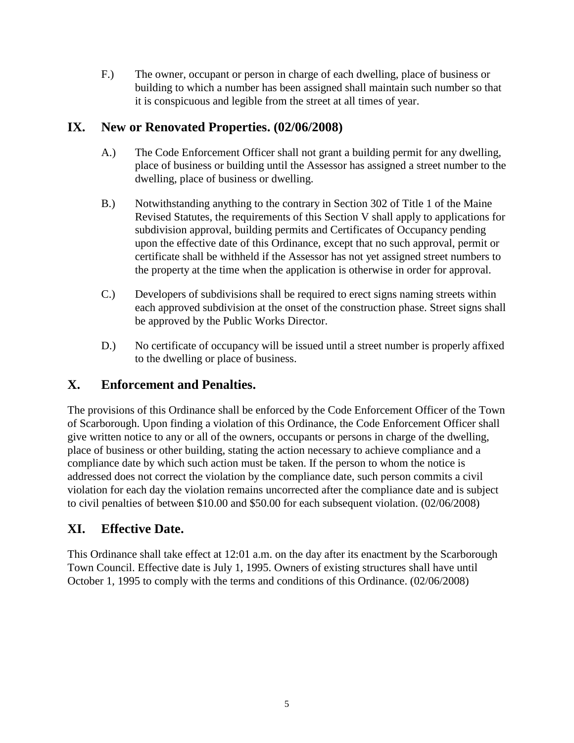F.) The owner, occupant or person in charge of each dwelling, place of business or building to which a number has been assigned shall maintain such number so that it is conspicuous and legible from the street at all times of year.

## IX. New or Renovated Properties. (02/06/2008)

A.) The Code Enforcement Officer shall not grant a building permit for any dwelling, place of business or building until the Assessor has assigned a street number to the dwelling, place of business or dwelling.

B.) Notwithstanding anything to the contrary in Section 302 of Title 1 of the Maine Revised Statutes, the requirements of this Section V shall apply to applications for subdivision approval, building permits and Certificates of Occupancy pending upon the effective date of this Ordinance, except that no such approval, permit or certificate shall be withheld if the Assessor has not yet assigned street numbers to the property at the time when the application is otherwise in order for approval.

C.) Developers of subdivisions shall be required to erect signs naming streets within each approved subdivision at the onset of the construction phase. Street signs shall be approved by the Public Works Director.

D.) No certificate of occupancy will be issued until a street number is properly affixed to the dwelling or place of business.

## X. Enforcement and Penalties.

The provisions of this Ordinance shall be enforced by the Code Enforcement Officer of the Town of Scarborough. Upon finding a violation of this Ordinance, the Code Enforcement Officer shall give written notice to any or all of the owners, occupants or persons in charge of the dwelling, place of business or other building, stating the action necessary to achieve compliance and a compliance date by which such action must be taken. If the person to whom the notice is addressed does not correct the violation by the compliance date, such person commits a civil violation for each day the violation remains uncorrected after the compliance date and is subject to civil penalties of between $10.00 and $50.00 for each subsequent violation. (02/06/2008)

## XI. Effective Date.

This Ordinance shall take effect at 12:01 a.m. on the day after its enactment by the Scarborough Town Council. Effective date is July 1, 1995. Owners of existing structures shall have until October 1, 1995 to comply with the terms and conditions of this Ordinance. (02/06/2008)